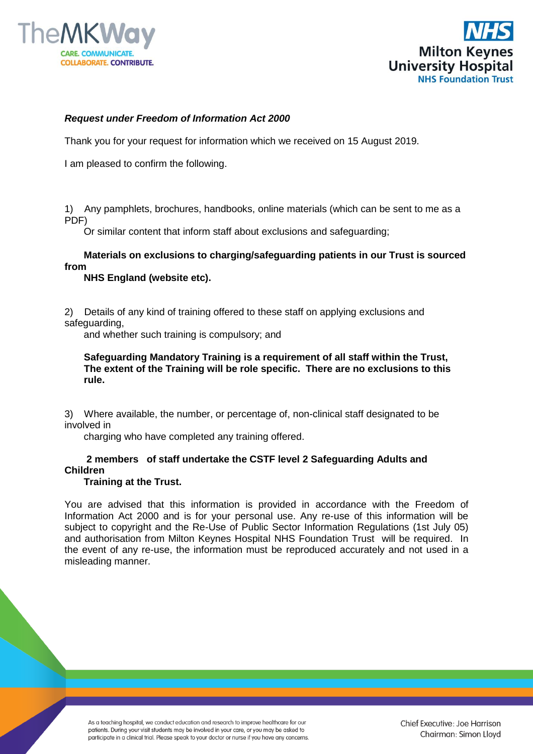***Request under Freedom of Information Act 2000***

Thank you for your request for information which we received on 15 August 2019.

I am pleased to confirm the following.

1) Any pamphlets, brochures, handbooks, online materials (which can be sent to me as a PDF)
Or similar content that inform staff about exclusions and safeguarding;

**Materials on exclusions to charging/safeguarding patients in our Trust is sourced from NHS England (website etc).**

2) Details of any kind of training offered to these staff on applying exclusions and safeguarding,
and whether such training is compulsory; and

**Safeguarding Mandatory Training is a requirement of all staff within the Trust, The extent of the Training will be role specific. There are no exclusions to this rule.**

3) Where available, the number, or percentage of, non-clinical staff designated to be involved in
charging who have completed any training offered.

**2 members of staff undertake the CSTF level 2 Safeguarding Adults and Children Training at the Trust.**

You are advised that this information is provided in accordance with the Freedom of Information Act 2000 and is for your personal use. Any re-use of this information will be subject to copyright and the Re-Use of Public Sector Information Regulations (1st July 05) and authorisation from Milton Keynes Hospital NHS Foundation Trust will be required. In the event of any re-use, the information must be reproduced accurately and not used in a misleading manner.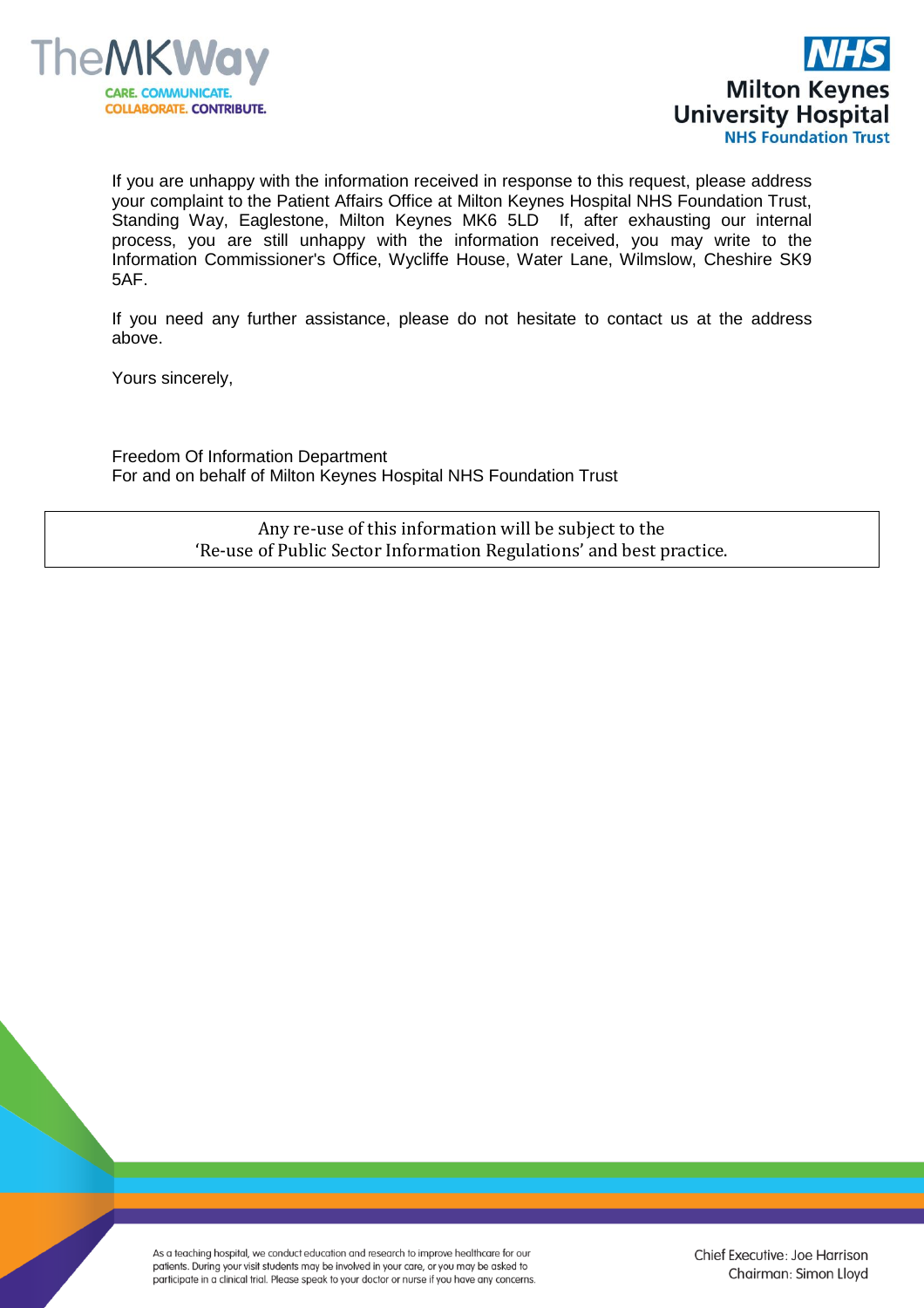If you are unhappy with the information received in response to this request, please address your complaint to the Patient Affairs Office at Milton Keynes Hospital NHS Foundation Trust, Standing Way, Eaglestone, Milton Keynes MK6 5LD If, after exhausting our internal process, you are still unhappy with the information received, you may write to the Information Commissioner's Office, Wycliffe House, Water Lane, Wilmslow, Cheshire SK9 5AF.

If you need any further assistance, please do not hesitate to contact us at the address above.

Yours sincerely,

Freedom Of Information Department
For and on behalf of Milton Keynes Hospital NHS Foundation Trust

Any re-use of this information will be subject to the
'Re-use of Public Sector Information Regulations' and best practice.